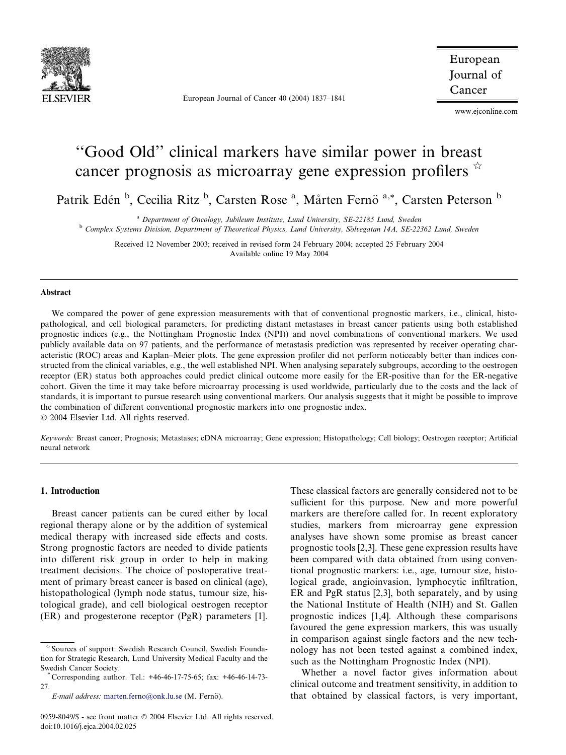# "Good Old" clinical markers have similar power in breast cancer prognosis as microarray gene expression profilers ☆

Patrik Edén [b], Cecilia Ritz [b], Carsten Rose [a], Mårten Fernö [a,*], Carsten Peterson [b]

[a] *Department of Oncology, Jubileum Institute, Lund University, SE-22185 Lund, Sweden*
[b] *Complex Systems Division, Department of Theoretical Physics, Lund University, Sölvegatan 14A, SE-22362 Lund, Sweden*

Received 12 November 2003; received in revised form 24 February 2004; accepted 25 February 2004
Available online 19 May 2004

## Abstract

We compared the power of gene expression measurements with that of conventional prognostic markers, i.e., clinical, histopathological, and cell biological parameters, for predicting distant metastases in breast cancer patients using both established prognostic indices (e.g., the Nottingham Prognostic Index (NPI)) and novel combinations of conventional markers. We used publicly available data on 97 patients, and the performance of metastasis prediction was represented by receiver operating characteristic (ROC) areas and Kaplan–Meier plots. The gene expression profiler did not perform noticeably better than indices constructed from the clinical variables, e.g., the well established NPI. When analysing separately subgroups, according to the oestrogen receptor (ER) status both approaches could predict clinical outcome more easily for the ER-positive than for the ER-negative cohort. Given the time it may take before microarray processing is used worldwide, particularly due to the costs and the lack of standards, it is important to pursue research using conventional markers. Our analysis suggests that it might be possible to improve the combination of different conventional prognostic markers into one prognostic index.

© 2004 Elsevier Ltd. All rights reserved.

*Keywords:* Breast cancer; Prognosis; Metastases; cDNA microarray; Gene expression; Histopathology; Cell biology; Oestrogen receptor; Artificial neural network

## 1. Introduction

Breast cancer patients can be cured either by local regional therapy alone or by the addition of systemical medical therapy with increased side effects and costs. Strong prognostic factors are needed to divide patients into different risk group in order to help in making treatment decisions. The choice of postoperative treatment of primary breast cancer is based on clinical (age), histopathological (lymph node status, tumour size, histological grade), and cell biological oestrogen receptor (ER) and progesterone receptor (PgR) parameters [1]. These classical factors are generally considered not to be sufficient for this purpose. New and more powerful markers are therefore called for. In recent exploratory studies, markers from microarray gene expression analyses have shown some promise as breast cancer prognostic tools [2,3]. These gene expression results have been compared with data obtained from using conventional prognostic markers: i.e., age, tumour size, histological grade, angioinvasion, lymphocytic infiltration, ER and PgR status [2,3], both separately, and by using the National Institute of Health (NIH) and St. Gallen prognostic indices [1,4]. Although these comparisons favoured the gene expression markers, this was usually in comparison against single factors and the new technology has not been tested against a combined index, such as the Nottingham Prognostic Index (NPI).

Whether a novel factor gives information about clinical outcome and treatment sensitivity, in addition to that obtained by classical factors, is very important,

☆ Sources of support: Swedish Research Council, Swedish Foundation for Strategic Research, Lund University Medical Faculty and the Swedish Cancer Society.

\* Corresponding author. Tel.: +46-46-17-75-65; fax: +46-46-14-73-27.

*E-mail address:* marten.ferno@onk.lu.se (M. Fernö).

0959-8049/$ - see front matter © 2004 Elsevier Ltd. All rights reserved.
doi:10.1016/j.ejca.2004.02.025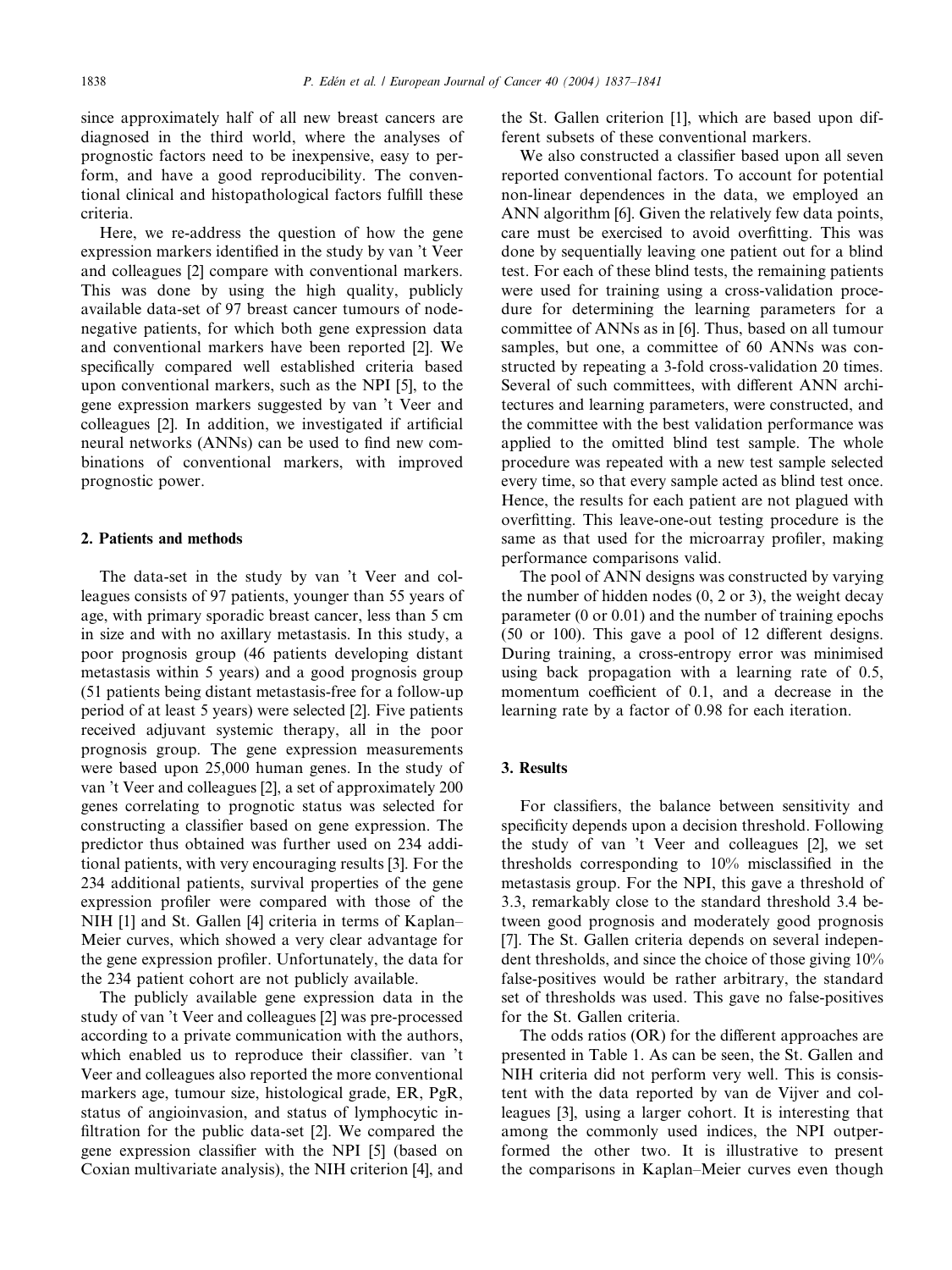since approximately half of all new breast cancers are diagnosed in the third world, where the analyses of prognostic factors need to be inexpensive, easy to perform, and have a good reproducibility. The conventional clinical and histopathological factors fulfill these criteria.

Here, we re-address the question of how the gene expression markers identified in the study by van 't Veer and colleagues [2] compare with conventional markers. This was done by using the high quality, publicly available data-set of 97 breast cancer tumours of node-negative patients, for which both gene expression data and conventional markers have been reported [2]. We specifically compared well established criteria based upon conventional markers, such as the NPI [5], to the gene expression markers suggested by van 't Veer and colleagues [2]. In addition, we investigated if artificial neural networks (ANNs) can be used to find new combinations of conventional markers, with improved prognostic power.

## 2. Patients and methods

The data-set in the study by van 't Veer and colleagues consists of 97 patients, younger than 55 years of age, with primary sporadic breast cancer, less than 5 cm in size and with no axillary metastasis. In this study, a poor prognosis group (46 patients developing distant metastasis within 5 years) and a good prognosis group (51 patients being distant metastasis-free for a follow-up period of at least 5 years) were selected [2]. Five patients received adjuvant systemic therapy, all in the poor prognosis group. The gene expression measurements were based upon 25,000 human genes. In the study of van 't Veer and colleagues [2], a set of approximately 200 genes correlating to prognotic status was selected for constructing a classifier based on gene expression. The predictor thus obtained was further used on 234 additional patients, with very encouraging results [3]. For the 234 additional patients, survival properties of the gene expression profiler were compared with those of the NIH [1] and St. Gallen [4] criteria in terms of Kaplan–Meier curves, which showed a very clear advantage for the gene expression profiler. Unfortunately, the data for the 234 patient cohort are not publicly available.

The publicly available gene expression data in the study of van 't Veer and colleagues [2] was pre-processed according to a private communication with the authors, which enabled us to reproduce their classifier. van 't Veer and colleagues also reported the more conventional markers age, tumour size, histological grade, ER, PgR, status of angioinvasion, and status of lymphocytic infiltration for the public data-set [2]. We compared the gene expression classifier with the NPI [5] (based on Coxian multivariate analysis), the NIH criterion [4], and the St. Gallen criterion [1], which are based upon different subsets of these conventional markers.

We also constructed a classifier based upon all seven reported conventional factors. To account for potential non-linear dependences in the data, we employed an ANN algorithm [6]. Given the relatively few data points, care must be exercised to avoid overfitting. This was done by sequentially leaving one patient out for a blind test. For each of these blind tests, the remaining patients were used for training using a cross-validation procedure for determining the learning parameters for a committee of ANNs as in [6]. Thus, based on all tumour samples, but one, a committee of 60 ANNs was constructed by repeating a 3-fold cross-validation 20 times. Several of such committees, with different ANN architectures and learning parameters, were constructed, and the committee with the best validation performance was applied to the omitted blind test sample. The whole procedure was repeated with a new test sample selected every time, so that every sample acted as blind test once. Hence, the results for each patient are not plagued with overfitting. This leave-one-out testing procedure is the same as that used for the microarray profiler, making performance comparisons valid.

The pool of ANN designs was constructed by varying the number of hidden nodes (0, 2 or 3), the weight decay parameter (0 or 0.01) and the number of training epochs (50 or 100). This gave a pool of 12 different designs. During training, a cross-entropy error was minimised using back propagation with a learning rate of 0.5, momentum coefficient of 0.1, and a decrease in the learning rate by a factor of 0.98 for each iteration.

## 3. Results

For classifiers, the balance between sensitivity and specificity depends upon a decision threshold. Following the study of van 't Veer and colleagues [2], we set thresholds corresponding to 10% misclassified in the metastasis group. For the NPI, this gave a threshold of 3.3, remarkably close to the standard threshold 3.4 between good prognosis and moderately good prognosis [7]. The St. Gallen criteria depends on several independent thresholds, and since the choice of those giving 10% false-positives would be rather arbitrary, the standard set of thresholds was used. This gave no false-positives for the St. Gallen criteria.

The odds ratios (OR) for the different approaches are presented in Table 1. As can be seen, the St. Gallen and NIH criteria did not perform very well. This is consistent with the data reported by van de Vijver and colleagues [3], using a larger cohort. It is interesting that among the commonly used indices, the NPI outperformed the other two. It is illustrative to present the comparisons in Kaplan–Meier curves even though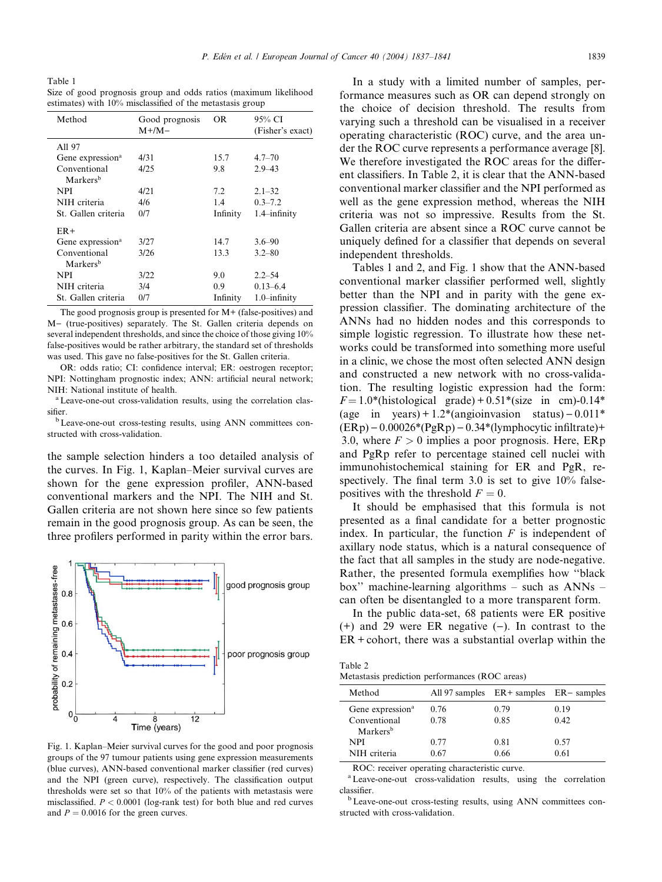Table 1
Size of good prognosis group and odds ratios (maximum likelihood estimates) with 10% misclassified of the metastasis group

| Method | Good prognosis M+/M− | OR | 95% CI (Fisher's exact) |
|---|---|---|---|
| All 97 | | | |
| Gene expression[a] | 4/31 | 15.7 | 4.7–70 |
| Conventional Markers[b] | 4/25 | 9.8 | 2.9–43 |
| NPI | 4/21 | 7.2 | 2.1–32 |
| NIH criteria | 4/6 | 1.4 | 0.3–7.2 |
| St. Gallen criteria | 0/7 | Infinity | 1.4–infinity |
| ER+ | | | |
| Gene expression[a] | 3/27 | 14.7 | 3.6–90 |
| Conventional Markers[b] | 3/26 | 13.3 | 3.2–80 |
| NPI | 3/22 | 9.0 | 2.2–54 |
| NIH criteria | 3/4 | 0.9 | 0.13–6.4 |
| St. Gallen criteria | 0/7 | Infinity | 1.0–infinity |

The good prognosis group is presented for M+ (false-positives) and M− (true-positives) separately. The St. Gallen criteria depends on several independent thresholds, and since the choice of those giving 10% false-positives would be rather arbitrary, the standard set of thresholds was used. This gave no false-positives for the St. Gallen criteria.

OR: odds ratio; CI: confidence interval; ER: oestrogen receptor; NPI: Nottingham prognostic index; ANN: artificial neural network; NIH: National institute of health.

[a] Leave-one-out cross-validation results, using the correlation classifier.

[b] Leave-one-out cross-testing results, using ANN committees constructed with cross-validation.

the sample selection hinders a too detailed analysis of the curves. In Fig. 1, Kaplan–Meier survival curves are shown for the gene expression profiler, ANN-based conventional markers and the NPI. The NIH and St. Gallen criteria are not shown here since so few patients remain in the good prognosis group. As can be seen, the three profilers performed in parity within the error bars.

Fig. 1. Kaplan–Meier survival curves for the good and poor prognosis groups of the 97 tumour patients using gene expression measurements (blue curves), ANN-based conventional marker classifier (red curves) and the NPI (green curve), respectively. The classification output thresholds were set so that 10% of the patients with metastasis were misclassified. $P < 0.0001$ (log-rank test) for both blue and red curves and $P = 0.0016$ for the green curves.

In a study with a limited number of samples, performance measures such as OR can depend strongly on the choice of decision threshold. The results from varying such a threshold can be visualised in a receiver operating characteristic (ROC) curve, and the area under the ROC curve represents a performance average [8]. We therefore investigated the ROC areas for the different classifiers. In Table 2, it is clear that the ANN-based conventional marker classifier and the NPI performed as well as the gene expression method, whereas the NIH criteria was not so impressive. Results from the St. Gallen criteria are absent since a ROC curve cannot be uniquely defined for a classifier that depends on several independent thresholds.

Tables 1 and 2, and Fig. 1 show that the ANN-based conventional marker classifier performed well, slightly better than the NPI and in parity with the gene expression classifier. The dominating architecture of the ANNs had no hidden nodes and this corresponds to simple logistic regression. To illustrate how these networks could be transformed into something more useful in a clinic, we chose the most often selected ANN design and constructed a new network with no cross-validation. The resulting logistic expression had the form: $F = 1.0*(\text{histological grade}) + 0.51*(\text{size in cm}) - 0.14*(\text{age in years}) + 1.2*(\text{angioinvasion status}) - 0.011*(\text{ERp}) - 0.00026*(\text{PgRp}) - 0.34*(\text{lymphocytic infiltrate}) + 3.0$, where $F > 0$ implies a poor prognosis. Here, ERp and PgRp refer to percentage stained cell nuclei with immunohistochemical staining for ER and PgR, respectively. The final term 3.0 is set to give 10% false-positives with the threshold $F = 0$.

It should be emphasised that this formula is not presented as a final candidate for a better prognostic index. In particular, the function $F$ is independent of axillary node status, which is a natural consequence of the fact that all samples in the study are node-negative. Rather, the presented formula exemplifies how "black box" machine-learning algorithms – such as ANNs – can often be disentangled to a more transparent form.

In the public data-set, 68 patients were ER positive (+) and 29 were ER negative (−). In contrast to the ER+ cohort, there was a substantial overlap within the

Table 2
Metastasis prediction performances (ROC areas)

| Method | All 97 samples | ER+ samples | ER− samples |
|---|---|---|---|
| Gene expression[a] | 0.76 | 0.79 | 0.19 |
| Conventional Markers[b] | 0.78 | 0.85 | 0.42 |
| NPI | 0.77 | 0.81 | 0.57 |
| NIH criteria | 0.67 | 0.66 | 0.61 |

ROC: receiver operating characteristic curve.

[a] Leave-one-out cross-validation results, using the correlation classifier.

[b] Leave-one-out cross-testing results, using ANN committees constructed with cross-validation.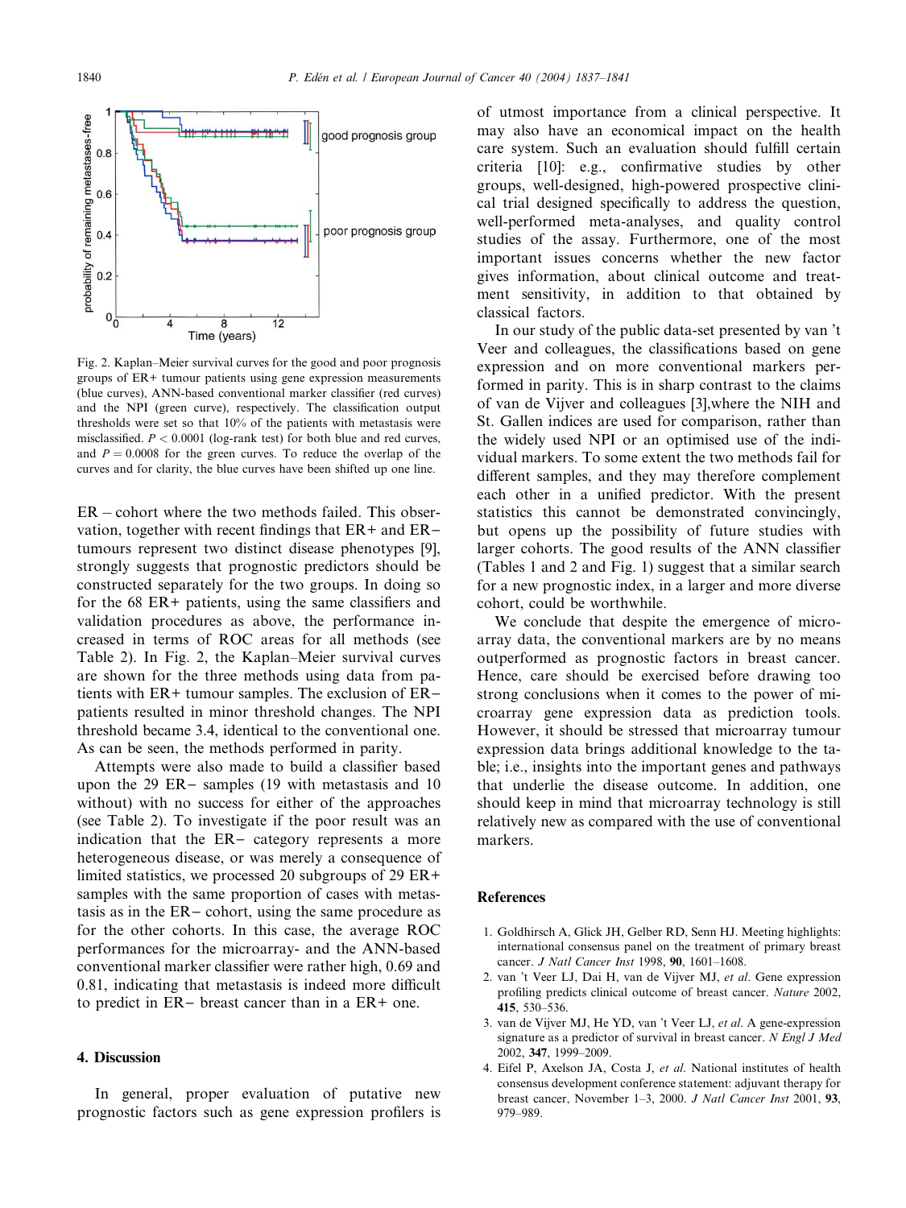probability of remaining metastases-free

1

0.8

0.6

0.4

0.2

0

0 4 8 12

Time (years)

good prognosis group

poor prognosis group

Fig. 2. Kaplan–Meier survival curves for the good and poor prognosis groups of ER+ tumour patients using gene expression measurements (blue curves), ANN-based conventional marker classifier (red curves) and the NPI (green curve), respectively. The classification output thresholds were set so that 10% of the patients with metastasis were misclassified. $P < 0.0001$ (log-rank test) for both blue and red curves, and $P = 0.0008$ for the green curves. To reduce the overlap of the curves and for clarity, the blue curves have been shifted up one line.

ER – cohort where the two methods failed. This observation, together with recent findings that ER+ and ER− tumours represent two distinct disease phenotypes [9], strongly suggests that prognostic predictors should be constructed separately for the two groups. In doing so for the 68 ER+ patients, using the same classifiers and validation procedures as above, the performance increased in terms of ROC areas for all methods (see Table 2). In Fig. 2, the Kaplan–Meier survival curves are shown for the three methods using data from patients with ER+ tumour samples. The exclusion of ER− patients resulted in minor threshold changes. The NPI threshold became 3.4, identical to the conventional one. As can be seen, the methods performed in parity.

Attempts were also made to build a classifier based upon the 29 ER− samples (19 with metastasis and 10 without) with no success for either of the approaches (see Table 2). To investigate if the poor result was an indication that the ER− category represents a more heterogeneous disease, or was merely a consequence of limited statistics, we processed 20 subgroups of 29 ER+ samples with the same proportion of cases with metastasis as in the ER− cohort, using the same procedure as for the other cohorts. In this case, the average ROC performances for the microarray- and the ANN-based conventional marker classifier were rather high, 0.69 and 0.81, indicating that metastasis is indeed more difficult to predict in ER− breast cancer than in a ER+ one.

## 4. Discussion

In general, proper evaluation of putative new prognostic factors such as gene expression profilers is of utmost importance from a clinical perspective. It may also have an economical impact on the health care system. Such an evaluation should fulfill certain criteria [10]: e.g., confirmative studies by other groups, well-designed, high-powered prospective clinical trial designed specifically to address the question, well-performed meta-analyses, and quality control studies of the assay. Furthermore, one of the most important issues concerns whether the new factor gives information, about clinical outcome and treatment sensitivity, in addition to that obtained by classical factors.

In our study of the public data-set presented by van 't Veer and colleagues, the classifications based on gene expression and on more conventional markers performed in parity. This is in sharp contrast to the claims of van de Vijver and colleagues [3],where the NIH and St. Gallen indices are used for comparison, rather than the widely used NPI or an optimised use of the individual markers. To some extent the two methods fail for different samples, and they may therefore complement each other in a unified predictor. With the present statistics this cannot be demonstrated convincingly, but opens up the possibility of future studies with larger cohorts. The good results of the ANN classifier (Tables 1 and 2 and Fig. 1) suggest that a similar search for a new prognostic index, in a larger and more diverse cohort, could be worthwhile.

We conclude that despite the emergence of microarray data, the conventional markers are by no means outperformed as prognostic factors in breast cancer. Hence, care should be exercised before drawing too strong conclusions when it comes to the power of microarray gene expression data as prediction tools. However, it should be stressed that microarray tumour expression data brings additional knowledge to the table; i.e., insights into the important genes and pathways that underlie the disease outcome. In addition, one should keep in mind that microarray technology is still relatively new as compared with the use of conventional markers.

## References

1. Goldhirsch A, Glick JH, Gelber RD, Senn HJ. Meeting highlights: international consensus panel on the treatment of primary breast cancer. *J Natl Cancer Inst* 1998, **90**, 1601–1608.
2. van 't Veer LJ, Dai H, van de Vijver MJ, *et al*. Gene expression profiling predicts clinical outcome of breast cancer. *Nature* 2002, **415**, 530–536.
3. van de Vijver MJ, He YD, van 't Veer LJ, *et al*. A gene-expression signature as a predictor of survival in breast cancer. *N Engl J Med* 2002, **347**, 1999–2009.
4. Eifel P, Axelson JA, Costa J, *et al*. National institutes of health consensus development conference statement: adjuvant therapy for breast cancer, November 1–3, 2000. *J Natl Cancer Inst* 2001, **93**, 979–989.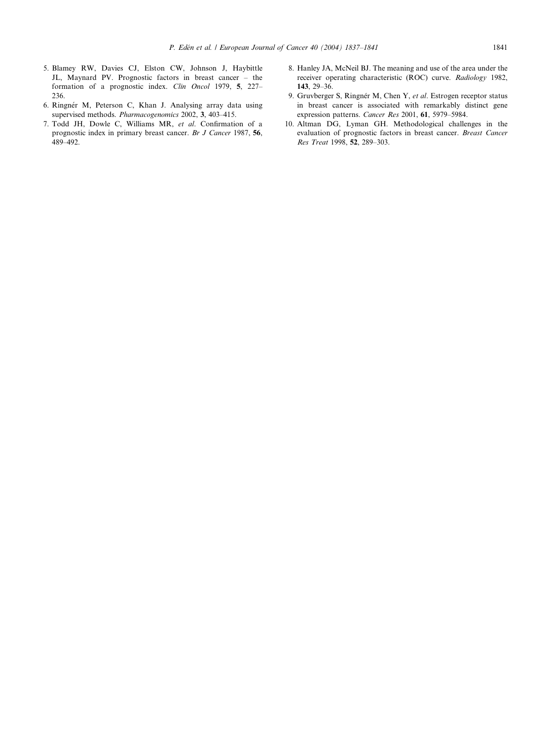5. Blamey RW, Davies CJ, Elston CW, Johnson J, Haybittle JL, Maynard PV. Prognostic factors in breast cancer – the formation of a prognostic index. *Clin Oncol* 1979, **5**, 227–236.
6. Ringnér M, Peterson C, Khan J. Analysing array data using supervised methods. *Pharmacogenomics* 2002, **3**, 403–415.
7. Todd JH, Dowle C, Williams MR, *et al*. Confirmation of a prognostic index in primary breast cancer. *Br J Cancer* 1987, **56**, 489–492.
8. Hanley JA, McNeil BJ. The meaning and use of the area under the receiver operating characteristic (ROC) curve. *Radiology* 1982, **143**, 29–36.
9. Gruvberger S, Ringnér M, Chen Y, *et al*. Estrogen receptor status in breast cancer is associated with remarkably distinct gene expression patterns. *Cancer Res* 2001, **61**, 5979–5984.
10. Altman DG, Lyman GH. Methodological challenges in the evaluation of prognostic factors in breast cancer. *Breast Cancer Res Treat* 1998, **52**, 289–303.